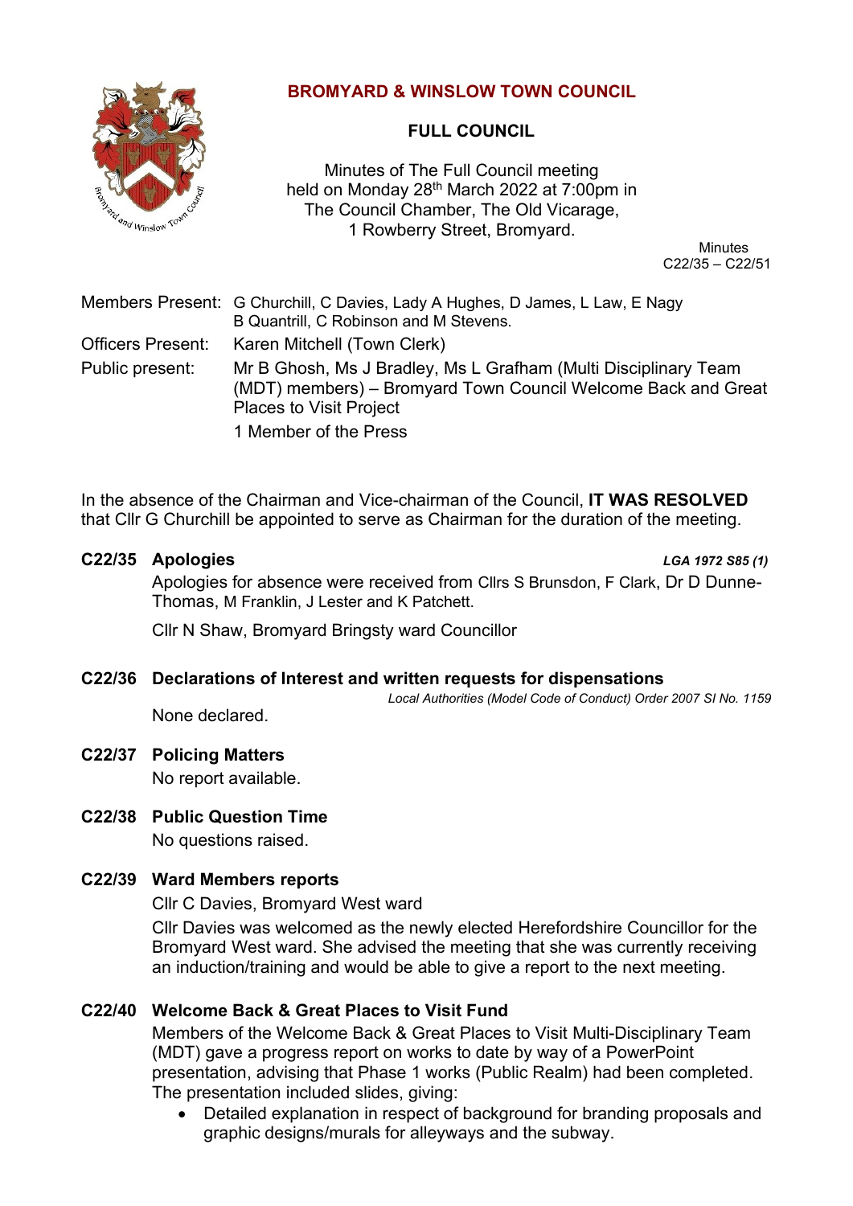# BROMYARD & WINSLOW TOWN COUNCIL

## FULL COUNCIL

Minutes of The Full Council meeting held on Monday 28th March 2022 at 7:00pm in The Council Chamber, The Old Vicarage, 1 Rowberry Street, Bromyard.

Minutes
C22/35 – C22/51

| | |
|---|---|
| Members Present: | G Churchill, C Davies, Lady A Hughes, D James, L Law, E Nagy B Quantrill, C Robinson and M Stevens. |
| Officers Present: | Karen Mitchell (Town Clerk) |
| Public present: | Mr B Ghosh, Ms J Bradley, Ms L Grafham (Multi Disciplinary Team (MDT) members) – Bromyard Town Council Welcome Back and Great Places to Visit Project |
| | 1 Member of the Press |

In the absence of the Chairman and Vice-chairman of the Council, **IT WAS RESOLVED** that Cllr G Churchill be appointed to serve as Chairman for the duration of the meeting.

### C22/35 Apologies

*LGA 1972 S85 (1)*

Apologies for absence were received from Cllrs S Brunsdon, F Clark, Dr D Dunne-Thomas, M Franklin, J Lester and K Patchett.

Cllr N Shaw, Bromyard Bringsty ward Councillor

### C22/36 Declarations of Interest and written requests for dispensations

*Local Authorities (Model Code of Conduct) Order 2007 SI No. 1159*

None declared.

### C22/37 Policing Matters

No report available.

### C22/38 Public Question Time

No questions raised.

### C22/39 Ward Members reports

Cllr C Davies, Bromyard West ward

Cllr Davies was welcomed as the newly elected Herefordshire Councillor for the Bromyard West ward. She advised the meeting that she was currently receiving an induction/training and would be able to give a report to the next meeting.

### C22/40 Welcome Back & Great Places to Visit Fund

Members of the Welcome Back & Great Places to Visit Multi-Disciplinary Team (MDT) gave a progress report on works to date by way of a PowerPoint presentation, advising that Phase 1 works (Public Realm) had been completed. The presentation included slides, giving:

- Detailed explanation in respect of background for branding proposals and graphic designs/murals for alleyways and the subway.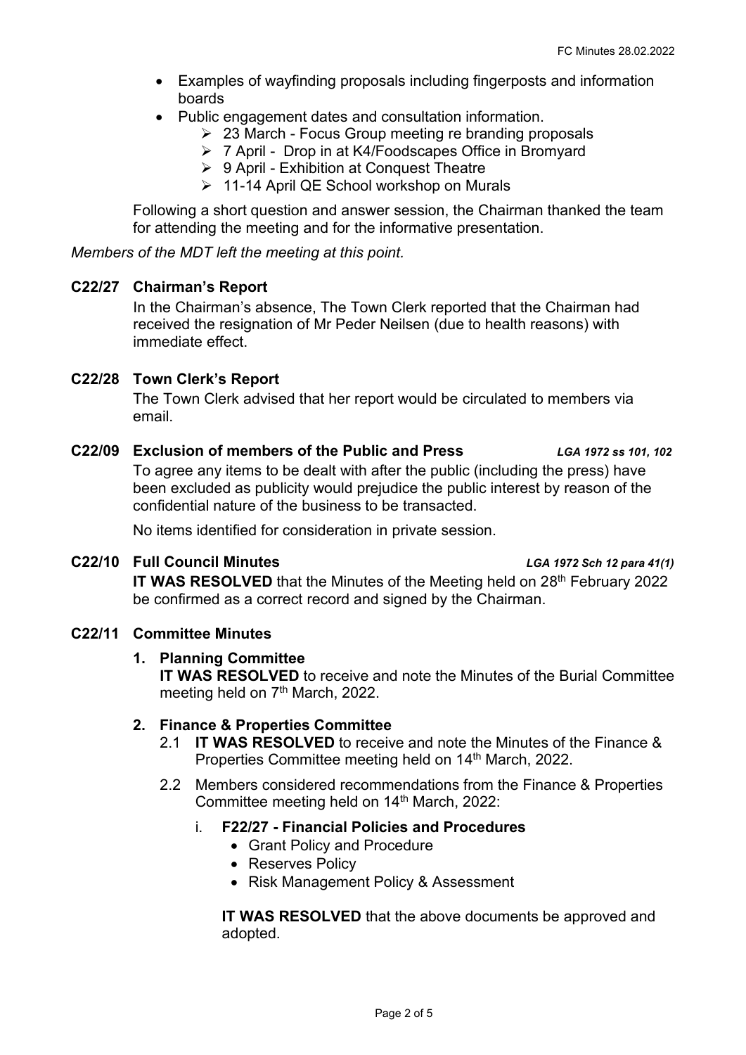- Examples of wayfinding proposals including fingerposts and information boards
- Public engagement dates and consultation information.
  - 23 March - Focus Group meeting re branding proposals
  - 7 April - Drop in at K4/Foodscapes Office in Bromyard
  - 9 April - Exhibition at Conquest Theatre
  - 11-14 April QE School workshop on Murals

Following a short question and answer session, the Chairman thanked the team for attending the meeting and for the informative presentation.

*Members of the MDT left the meeting at this point.*

**C22/27 Chairman's Report**

In the Chairman's absence, The Town Clerk reported that the Chairman had received the resignation of Mr Peder Neilsen (due to health reasons) with immediate effect.

**C22/28 Town Clerk's Report**

The Town Clerk advised that her report would be circulated to members via email.

**C22/09 Exclusion of members of the Public and Press** *LGA 1972 ss 101, 102*

To agree any items to be dealt with after the public (including the press) have been excluded as publicity would prejudice the public interest by reason of the confidential nature of the business to be transacted.

No items identified for consideration in private session.

**C22/10 Full Council Minutes** *LGA 1972 Sch 12 para 41(1)*

**IT WAS RESOLVED** that the Minutes of the Meeting held on 28th February 2022 be confirmed as a correct record and signed by the Chairman.

**C22/11 Committee Minutes**

1. **Planning Committee**

   **IT WAS RESOLVED** to receive and note the Minutes of the Burial Committee meeting held on 7th March, 2022.

2. **Finance & Properties Committee**

   2.1 **IT WAS RESOLVED** to receive and note the Minutes of the Finance & Properties Committee meeting held on 14th March, 2022.

   2.2 Members considered recommendations from the Finance & Properties Committee meeting held on 14th March, 2022:

   i. **F22/27 - Financial Policies and Procedures**
      - Grant Policy and Procedure
      - Reserves Policy
      - Risk Management Policy & Assessment

      **IT WAS RESOLVED** that the above documents be approved and adopted.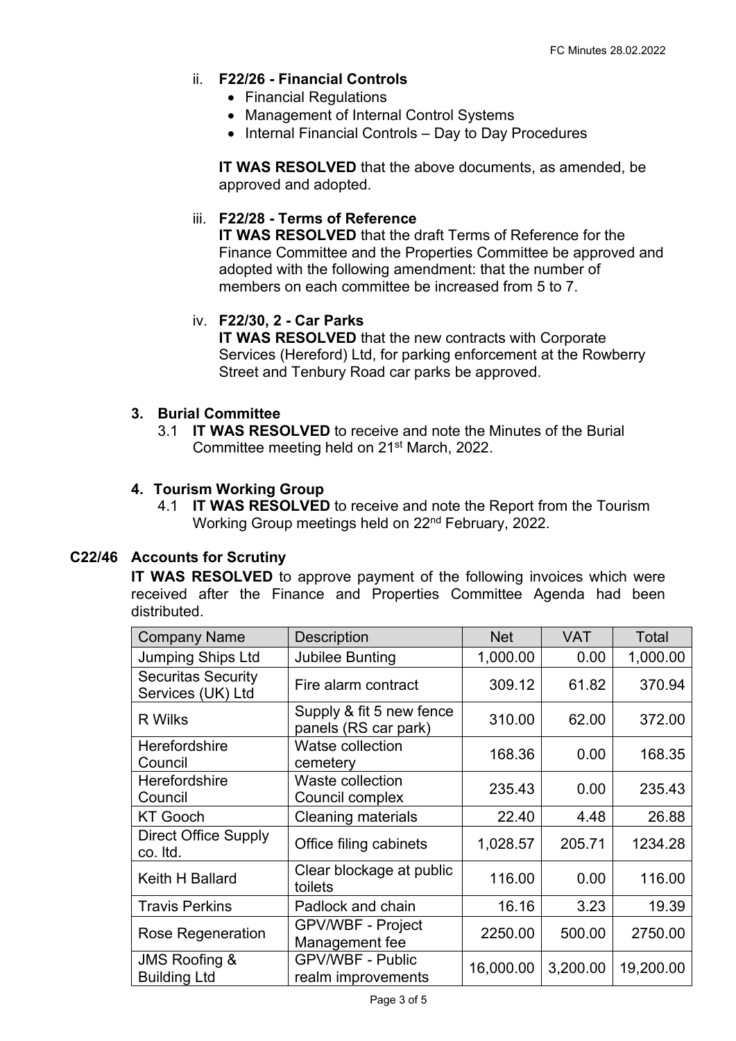ii. **F22/26 - Financial Controls**
- Financial Regulations
- Management of Internal Control Systems
- Internal Financial Controls – Day to Day Procedures

**IT WAS RESOLVED** that the above documents, as amended, be approved and adopted.

iii. **F22/28 - Terms of Reference**
**IT WAS RESOLVED** that the draft Terms of Reference for the Finance Committee and the Properties Committee be approved and adopted with the following amendment: that the number of members on each committee be increased from 5 to 7.

iv. **F22/30, 2 - Car Parks**
**IT WAS RESOLVED** that the new contracts with Corporate Services (Hereford) Ltd, for parking enforcement at the Rowberry Street and Tenbury Road car parks be approved.

**3. Burial Committee**

3.1 **IT WAS RESOLVED** to receive and note the Minutes of the Burial Committee meeting held on 21st March, 2022.

**4. Tourism Working Group**

4.1 **IT WAS RESOLVED** to receive and note the Report from the Tourism Working Group meetings held on 22nd February, 2022.

## C22/46 Accounts for Scrutiny

**IT WAS RESOLVED** to approve payment of the following invoices which were received after the Finance and Properties Committee Agenda had been distributed.

| Company Name | Description | Net | VAT | Total |
|---|---|---|---|---|
| Jumping Ships Ltd | Jubilee Bunting | 1,000.00 | 0.00 | 1,000.00 |
| Securitas Security Services (UK) Ltd | Fire alarm contract | 309.12 | 61.82 | 370.94 |
| R Wilks | Supply & fit 5 new fence panels (RS car park) | 310.00 | 62.00 | 372.00 |
| Herefordshire Council | Watse collection cemetery | 168.36 | 0.00 | 168.35 |
| Herefordshire Council | Waste collection Council complex | 235.43 | 0.00 | 235.43 |
| KT Gooch | Cleaning materials | 22.40 | 4.48 | 26.88 |
| Direct Office Supply co. ltd. | Office filing cabinets | 1,028.57 | 205.71 | 1234.28 |
| Keith H Ballard | Clear blockage at public toilets | 116.00 | 0.00 | 116.00 |
| Travis Perkins | Padlock and chain | 16.16 | 3.23 | 19.39 |
| Rose Regeneration | GPV/WBF - Project Management fee | 2250.00 | 500.00 | 2750.00 |
| JMS Roofing & Building Ltd | GPV/WBF - Public realm improvements | 16,000.00 | 3,200.00 | 19,200.00 |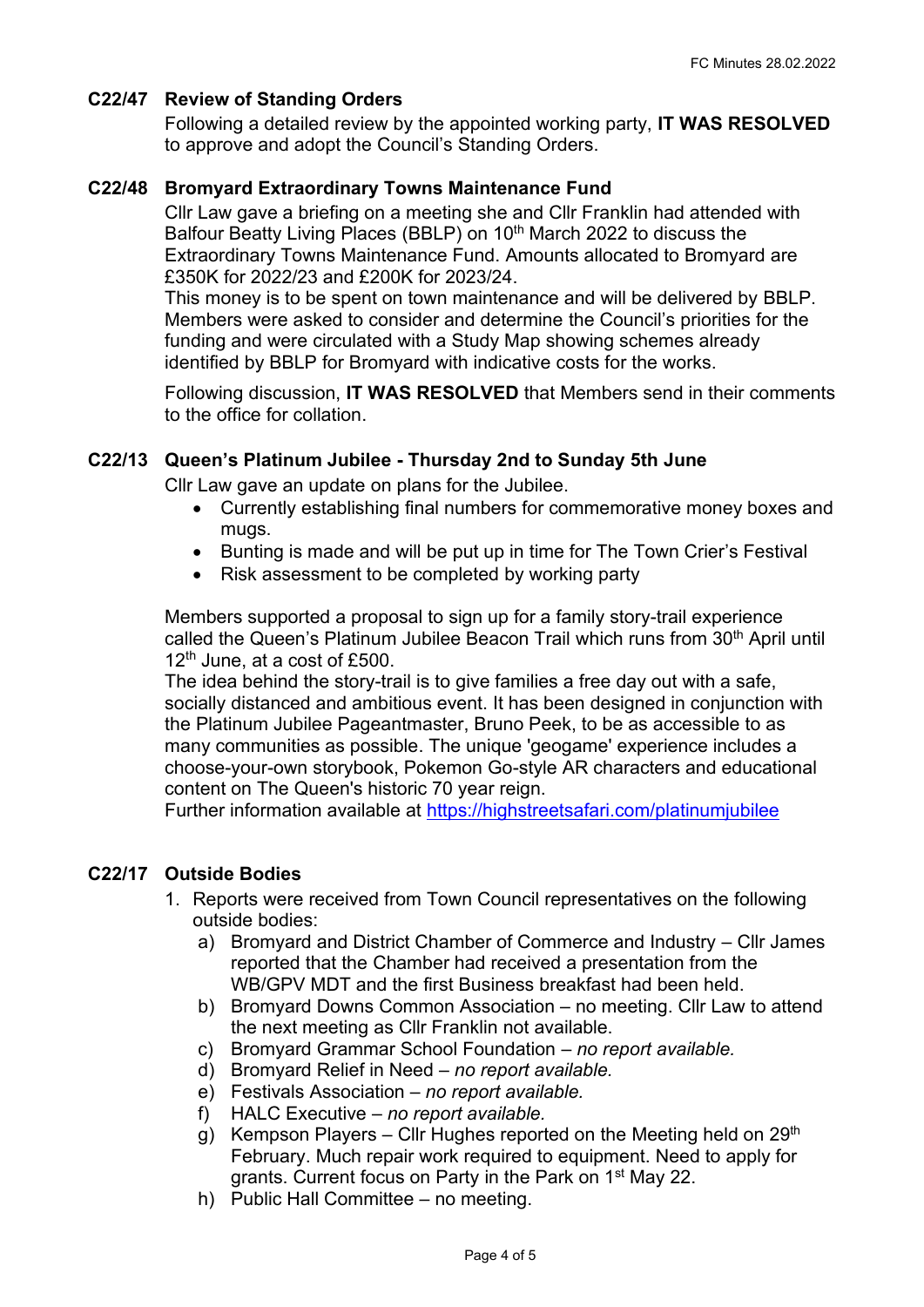### C22/47 Review of Standing Orders

Following a detailed review by the appointed working party, **IT WAS RESOLVED** to approve and adopt the Council's Standing Orders.

### C22/48 Bromyard Extraordinary Towns Maintenance Fund

Cllr Law gave a briefing on a meeting she and Cllr Franklin had attended with Balfour Beatty Living Places (BBLP) on 10th March 2022 to discuss the Extraordinary Towns Maintenance Fund. Amounts allocated to Bromyard are £350K for 2022/23 and £200K for 2023/24.

This money is to be spent on town maintenance and will be delivered by BBLP. Members were asked to consider and determine the Council's priorities for the funding and were circulated with a Study Map showing schemes already identified by BBLP for Bromyard with indicative costs for the works.

Following discussion, **IT WAS RESOLVED** that Members send in their comments to the office for collation.

### C22/13 Queen's Platinum Jubilee - Thursday 2nd to Sunday 5th June

Cllr Law gave an update on plans for the Jubilee.

- Currently establishing final numbers for commemorative money boxes and mugs.
- Bunting is made and will be put up in time for The Town Crier's Festival
- Risk assessment to be completed by working party

Members supported a proposal to sign up for a family story-trail experience called the Queen's Platinum Jubilee Beacon Trail which runs from 30th April until 12th June, at a cost of £500.

The idea behind the story-trail is to give families a free day out with a safe, socially distanced and ambitious event. It has been designed in conjunction with the Platinum Jubilee Pageantmaster, Bruno Peek, to be as accessible to as many communities as possible. The unique 'geogame' experience includes a choose-your-own storybook, Pokemon Go-style AR characters and educational content on The Queen's historic 70 year reign.

Further information available at https://highstreetsafari.com/platinumjubilee

### C22/17 Outside Bodies

1. Reports were received from Town Council representatives on the following outside bodies:
   a) Bromyard and District Chamber of Commerce and Industry – Cllr James reported that the Chamber had received a presentation from the WB/GPV MDT and the first Business breakfast had been held.
   b) Bromyard Downs Common Association – no meeting. Cllr Law to attend the next meeting as Cllr Franklin not available.
   c) Bromyard Grammar School Foundation – *no report available.*
   d) Bromyard Relief in Need – *no report available.*
   e) Festivals Association – *no report available.*
   f) HALC Executive – *no report available.*
   g) Kempson Players – Cllr Hughes reported on the Meeting held on 29th February. Much repair work required to equipment. Need to apply for grants. Current focus on Party in the Park on 1st May 22.
   h) Public Hall Committee – no meeting.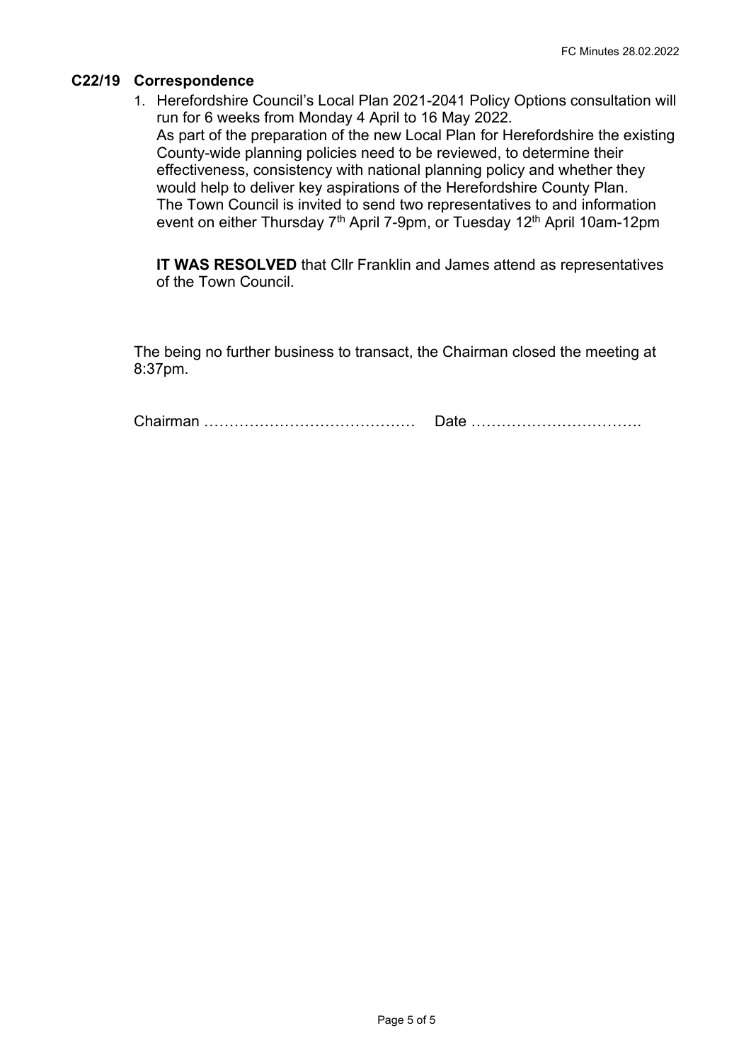## C22/19 Correspondence

1. Herefordshire Council's Local Plan 2021-2041 Policy Options consultation will run for 6 weeks from Monday 4 April to 16 May 2022.
   As part of the preparation of the new Local Plan for Herefordshire the existing County-wide planning policies need to be reviewed, to determine their effectiveness, consistency with national planning policy and whether they would help to deliver key aspirations of the Herefordshire County Plan.
   The Town Council is invited to send two representatives to and information event on either Thursday 7th April 7-9pm, or Tuesday 12th April 10am-12pm

   **IT WAS RESOLVED** that Cllr Franklin and James attend as representatives of the Town Council.

The being no further business to transact, the Chairman closed the meeting at 8:37pm.

Chairman …………………………………… Date …………………………….